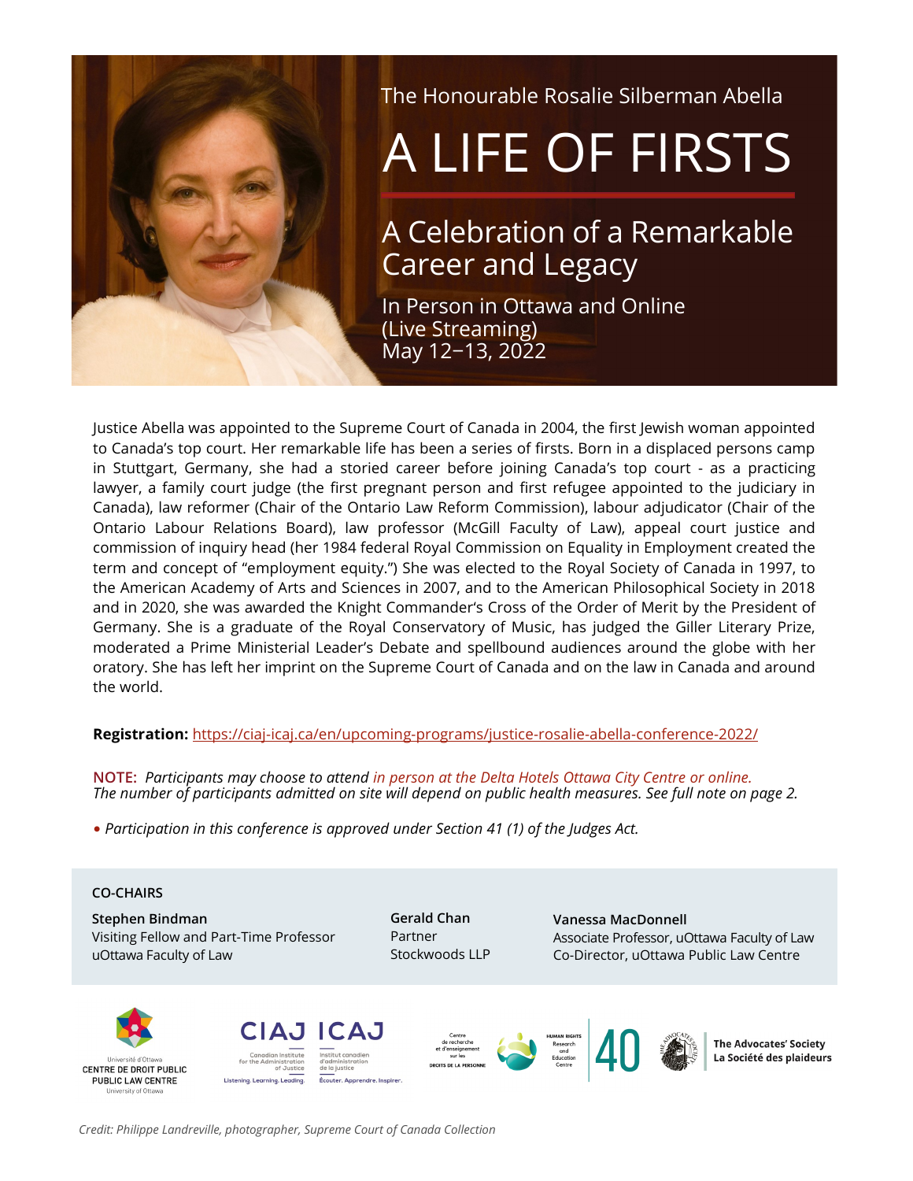The Honourable Rosalie Silberman Abella

# A LIFE OF FIRSTS

## A Celebration of a Remarkable Career and Legacy

In Person in Ottawa and Online (Live Streaming)
May 12–13, 2022

Justice Abella was appointed to the Supreme Court of Canada in 2004, the first Jewish woman appointed to Canada's top court. Her remarkable life has been a series of firsts. Born in a displaced persons camp in Stuttgart, Germany, she had a storied career before joining Canada's top court - as a practicing lawyer, a family court judge (the first pregnant person and first refugee appointed to the judiciary in Canada), law reformer (Chair of the Ontario Law Reform Commission), labour adjudicator (Chair of the Ontario Labour Relations Board), law professor (McGill Faculty of Law), appeal court justice and commission of inquiry head (her 1984 federal Royal Commission on Equality in Employment created the term and concept of "employment equity.") She was elected to the Royal Society of Canada in 1997, to the American Academy of Arts and Sciences in 2007, and to the American Philosophical Society in 2018 and in 2020, she was awarded the Knight Commander's Cross of the Order of Merit by the President of Germany. She is a graduate of the Royal Conservatory of Music, has judged the Giller Literary Prize, moderated a Prime Ministerial Leader's Debate and spellbound audiences around the globe with her oratory. She has left her imprint on the Supreme Court of Canada and on the law in Canada and around the world.

**Registration:** https://ciaj-icaj.ca/en/upcoming-programs/justice-rosalie-abella-conference-2022/

**NOTE:** *Participants may choose to attend in person at the Delta Hotels Ottawa City Centre or online. The number of participants admitted on site will depend on public health measures. See full note on page 2.*

- *Participation in this conference is approved under Section 41 (1) of the Judges Act.*

**CO-CHAIRS**

**Stephen Bindman**
Visiting Fellow and Part-Time Professor
uOttawa Faculty of Law

**Gerald Chan**
Partner
Stockwoods LLP

**Vanessa MacDonnell**
Associate Professor, uOttawa Faculty of Law
Co-Director, uOttawa Public Law Centre

Université d'Ottawa CENTRE DE DROIT PUBLIC PUBLIC LAW CENTRE University of Ottawa

CIAJ ICAJ — Canadian Institute for the Administration of Justice / Institut canadien d'administration de la justice — Listening. Learning. Leading. / Écouter. Apprendre. Inspirer.

Centre de recherche et d'enseignement sur les droits de la personne — Human Rights Research and Education Centre — 40

The Advocates' Society / La Société des plaideurs

*Credit: Philippe Landreville, photographer, Supreme Court of Canada Collection*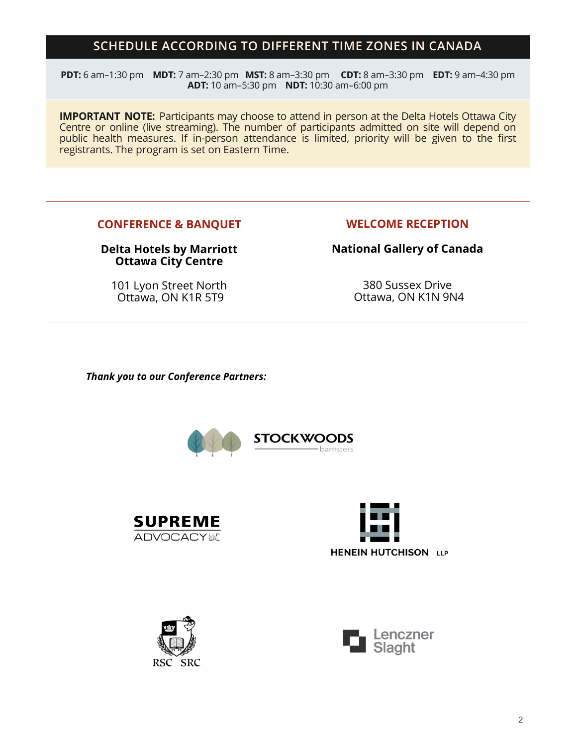## SCHEDULE ACCORDING TO DIFFERENT TIME ZONES IN CANADA

**PDT:** 6 am–1:30 pm **MDT:** 7 am–2:30 pm **MST:** 8 am–3:30 pm **CDT:** 8 am–3:30 pm **EDT:** 9 am–4:30 pm
**ADT:** 10 am–5:30 pm **NDT:** 10:30 am–6:00 pm

**IMPORTANT NOTE:** Participants may choose to attend in person at the Delta Hotels Ottawa City Centre or online (live streaming). The number of participants admitted on site will depend on public health measures. If in-person attendance is limited, priority will be given to the first registrants. The program is set on Eastern Time.

---

### CONFERENCE & BANQUET

**Delta Hotels by Marriott Ottawa City Centre**

101 Lyon Street North
Ottawa, ON K1R 5T9

### WELCOME RECEPTION

**National Gallery of Canada**

380 Sussex Drive
Ottawa, ON K1N 9N4

---

***Thank you to our Conference Partners:***

STOCKWOODS barristers

SUPREME ADVOCACY LLP SRL

HENEIN HUTCHISON LLP

RSC SRC

Lenczner Slaght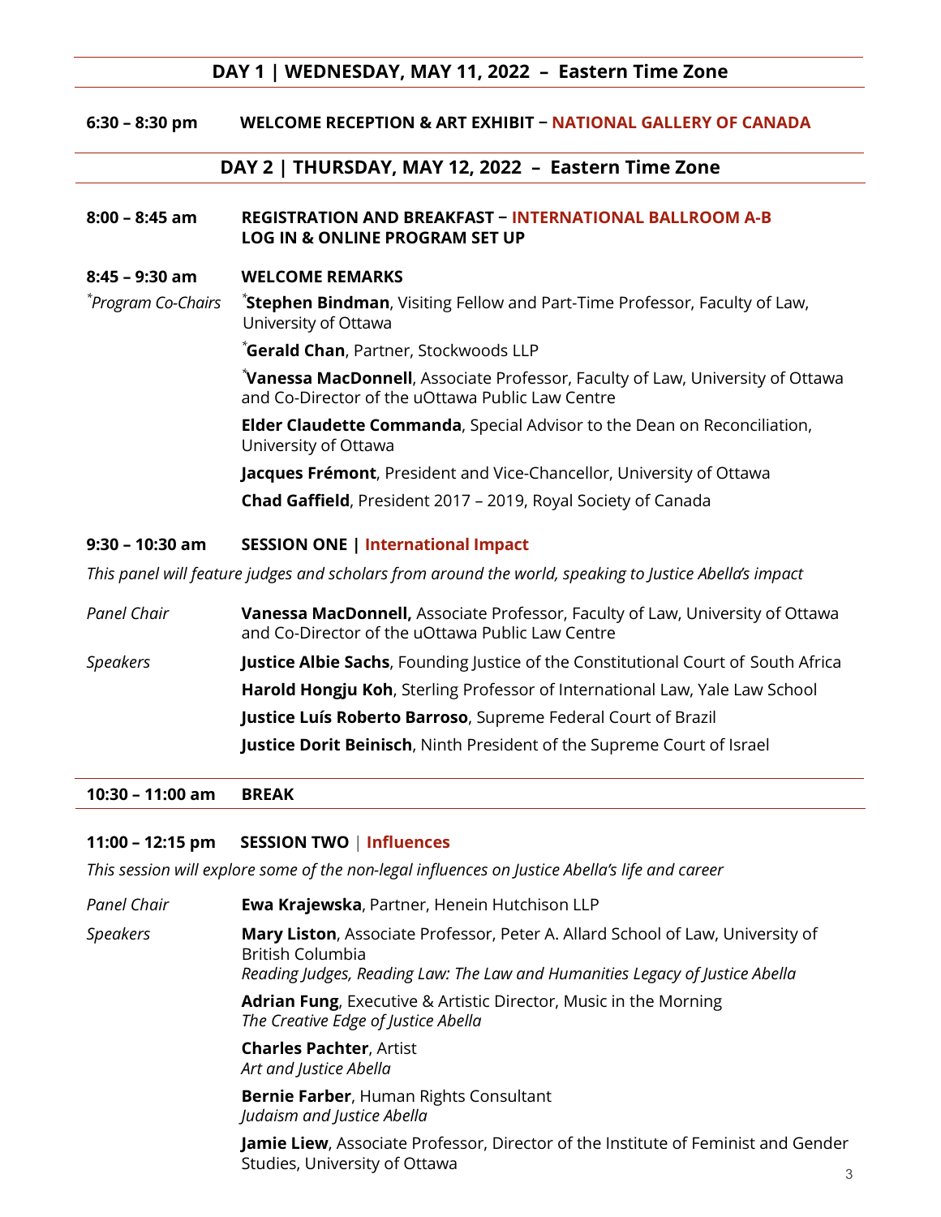## DAY 1 | WEDNESDAY, MAY 11, 2022 – Eastern Time Zone

**6:30 – 8:30 pm** **WELCOME RECEPTION & ART EXHIBIT – NATIONAL GALLERY OF CANADA**

## DAY 2 | THURSDAY, MAY 12, 2022 – Eastern Time Zone

**8:00 – 8:45 am** **REGISTRATION AND BREAKFAST – INTERNATIONAL BALLROOM A-B**
**LOG IN & ONLINE PROGRAM SET UP**

**8:45 – 9:30 am** **WELCOME REMARKS**

*\*Program Co-Chairs*

\***Stephen Bindman**, Visiting Fellow and Part-Time Professor, Faculty of Law, University of Ottawa

\***Gerald Chan**, Partner, Stockwoods LLP

\***Vanessa MacDonnell**, Associate Professor, Faculty of Law, University of Ottawa and Co-Director of the uOttawa Public Law Centre

**Elder Claudette Commanda**, Special Advisor to the Dean on Reconciliation, University of Ottawa

**Jacques Frémont**, President and Vice-Chancellor, University of Ottawa

**Chad Gaffield**, President 2017 – 2019, Royal Society of Canada

**9:30 – 10:30 am** **SESSION ONE | International Impact**

*This panel will feature judges and scholars from around the world, speaking to Justice Abella's impact*

*Panel Chair*
**Vanessa MacDonnell,** Associate Professor, Faculty of Law, University of Ottawa and Co-Director of the uOttawa Public Law Centre

*Speakers*
**Justice Albie Sachs**, Founding Justice of the Constitutional Court of South Africa

**Harold Hongju Koh**, Sterling Professor of International Law, Yale Law School

**Justice Luís Roberto Barroso**, Supreme Federal Court of Brazil

**Justice Dorit Beinisch**, Ninth President of the Supreme Court of Israel

**10:30 – 11:00 am** **BREAK**

**11:00 – 12:15 pm** **SESSION TWO | Influences**

*This session will explore some of the non-legal influences on Justice Abella's life and career*

*Panel Chair*
**Ewa Krajewska**, Partner, Henein Hutchison LLP

*Speakers*
**Mary Liston**, Associate Professor, Peter A. Allard School of Law, University of British Columbia
*Reading Judges, Reading Law: The Law and Humanities Legacy of Justice Abella*

**Adrian Fung**, Executive & Artistic Director, Music in the Morning
*The Creative Edge of Justice Abella*

**Charles Pachter**, Artist
*Art and Justice Abella*

**Bernie Farber**, Human Rights Consultant
*Judaism and Justice Abella*

**Jamie Liew**, Associate Professor, Director of the Institute of Feminist and Gender Studies, University of Ottawa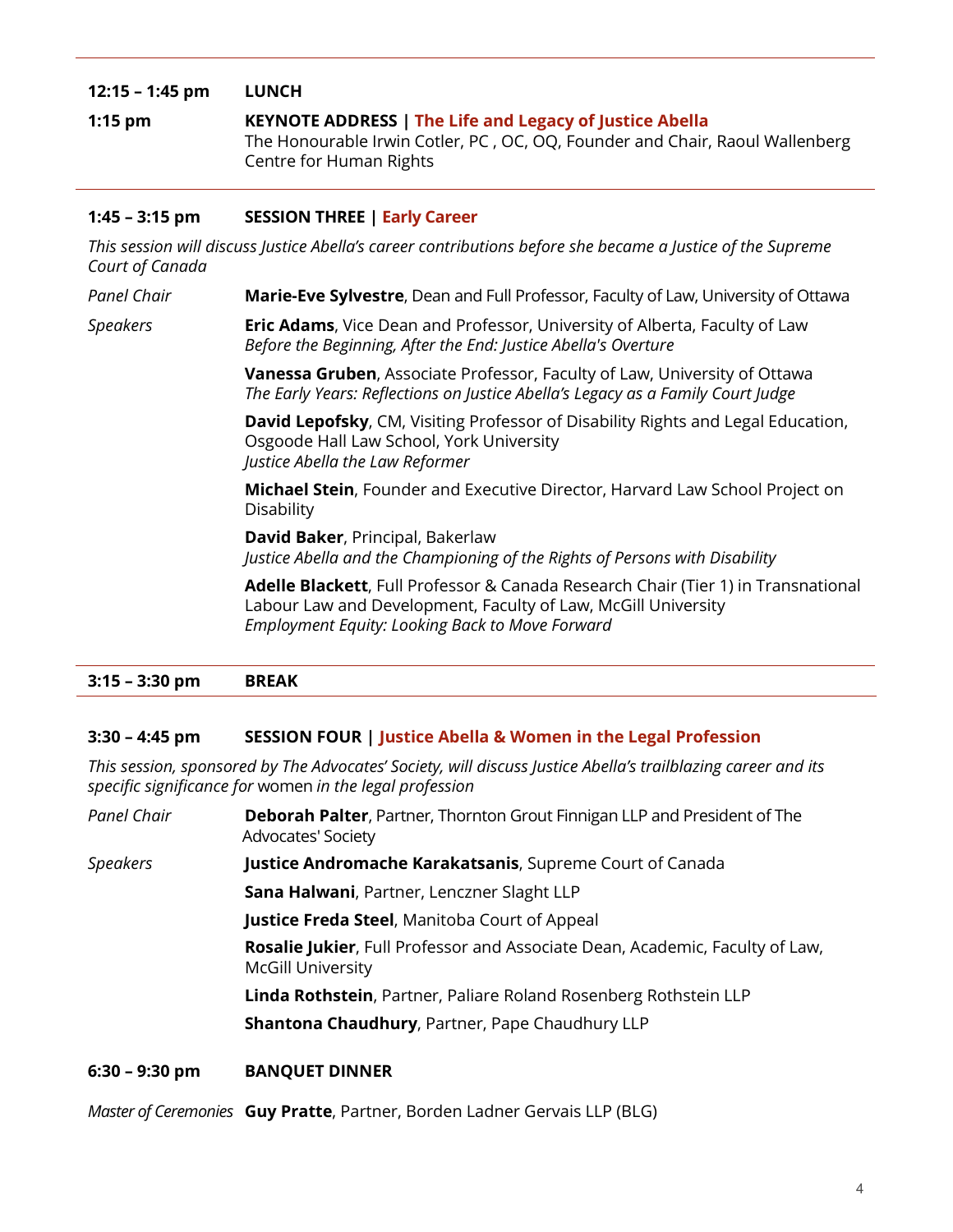**12:15 – 1:45 pm** **LUNCH**

**1:15 pm** **KEYNOTE ADDRESS | The Life and Legacy of Justice Abella**
The Honourable Irwin Cotler, PC , OC, OQ, Founder and Chair, Raoul Wallenberg Centre for Human Rights

---

## 1:45 – 3:15 pm SESSION THREE | Early Career

*This session will discuss Justice Abella's career contributions before she became a Justice of the Supreme Court of Canada*

*Panel Chair*
**Marie-Eve Sylvestre**, Dean and Full Professor, Faculty of Law, University of Ottawa

*Speakers*

**Eric Adams**, Vice Dean and Professor, University of Alberta, Faculty of Law
*Before the Beginning, After the End: Justice Abella's Overture*

**Vanessa Gruben**, Associate Professor, Faculty of Law, University of Ottawa
*The Early Years: Reflections on Justice Abella's Legacy as a Family Court Judge*

**David Lepofsky**, CM, Visiting Professor of Disability Rights and Legal Education, Osgoode Hall Law School, York University
*Justice Abella the Law Reformer*

**Michael Stein**, Founder and Executive Director, Harvard Law School Project on Disability

**David Baker**, Principal, Bakerlaw
*Justice Abella and the Championing of the Rights of Persons with Disability*

**Adelle Blackett**, Full Professor & Canada Research Chair (Tier 1) in Transnational Labour Law and Development, Faculty of Law, McGill University
*Employment Equity: Looking Back to Move Forward*

---

**3:15 – 3:30 pm** **BREAK**

---

## 3:30 – 4:45 pm SESSION FOUR | Justice Abella & Women in the Legal Profession

*This session, sponsored by The Advocates' Society, will discuss Justice Abella's trailblazing career and its specific significance for* women *in the legal profession*

*Panel Chair*
**Deborah Palter**, Partner, Thornton Grout Finnigan LLP and President of The Advocates' Society

*Speakers*

**Justice Andromache Karakatsanis**, Supreme Court of Canada

**Sana Halwani**, Partner, Lenczner Slaght LLP

**Justice Freda Steel**, Manitoba Court of Appeal

**Rosalie Jukier**, Full Professor and Associate Dean, Academic, Faculty of Law, McGill University

**Linda Rothstein**, Partner, Paliare Roland Rosenberg Rothstein LLP

**Shantona Chaudhury**, Partner, Pape Chaudhury LLP

**6:30 – 9:30 pm** **BANQUET DINNER**

*Master of Ceremonies* **Guy Pratte**, Partner, Borden Ladner Gervais LLP (BLG)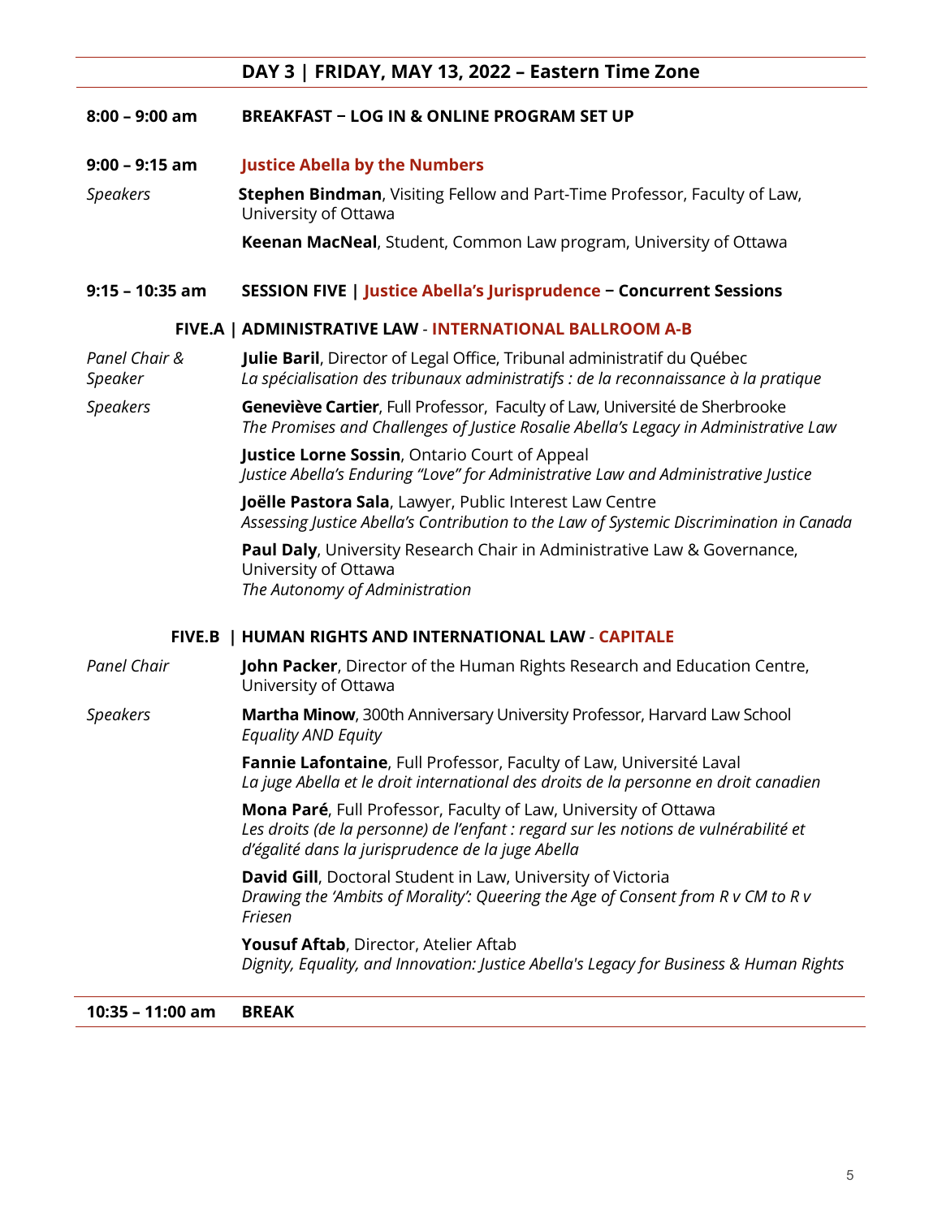## DAY 3 | FRIDAY, MAY 13, 2022 – Eastern Time Zone

**8:00 – 9:00 am** **BREAKFAST − LOG IN & ONLINE PROGRAM SET UP**

**9:00 – 9:15 am** **Justice Abella by the Numbers**

*Speakers*

**Stephen Bindman**, Visiting Fellow and Part-Time Professor, Faculty of Law, University of Ottawa

**Keenan MacNeal**, Student, Common Law program, University of Ottawa

**9:15 – 10:35 am** **SESSION FIVE | Justice Abella's Jurisprudence − Concurrent Sessions**

### FIVE.A | ADMINISTRATIVE LAW - INTERNATIONAL BALLROOM A-B

*Panel Chair & Speaker*

**Julie Baril**, Director of Legal Office, Tribunal administratif du Québec
*La spécialisation des tribunaux administratifs : de la reconnaissance à la pratique*

*Speakers*

**Geneviève Cartier**, Full Professor, Faculty of Law, Université de Sherbrooke
*The Promises and Challenges of Justice Rosalie Abella's Legacy in Administrative Law*

**Justice Lorne Sossin**, Ontario Court of Appeal
*Justice Abella's Enduring "Love" for Administrative Law and Administrative Justice*

**Joëlle Pastora Sala**, Lawyer, Public Interest Law Centre
*Assessing Justice Abella's Contribution to the Law of Systemic Discrimination in Canada*

**Paul Daly**, University Research Chair in Administrative Law & Governance, University of Ottawa
*The Autonomy of Administration*

### FIVE.B | HUMAN RIGHTS AND INTERNATIONAL LAW - CAPITALE

*Panel Chair*

**John Packer**, Director of the Human Rights Research and Education Centre, University of Ottawa

*Speakers*

**Martha Minow**, 300th Anniversary University Professor, Harvard Law School
*Equality AND Equity*

**Fannie Lafontaine**, Full Professor, Faculty of Law, Université Laval
*La juge Abella et le droit international des droits de la personne en droit canadien*

**Mona Paré**, Full Professor, Faculty of Law, University of Ottawa
*Les droits (de la personne) de l'enfant : regard sur les notions de vulnérabilité et d'égalité dans la jurisprudence de la juge Abella*

**David Gill**, Doctoral Student in Law, University of Victoria
*Drawing the 'Ambits of Morality': Queering the Age of Consent from R v CM to R v Friesen*

**Yousuf Aftab**, Director, Atelier Aftab
*Dignity, Equality, and Innovation: Justice Abella's Legacy for Business & Human Rights*

**10:35 – 11:00 am** **BREAK**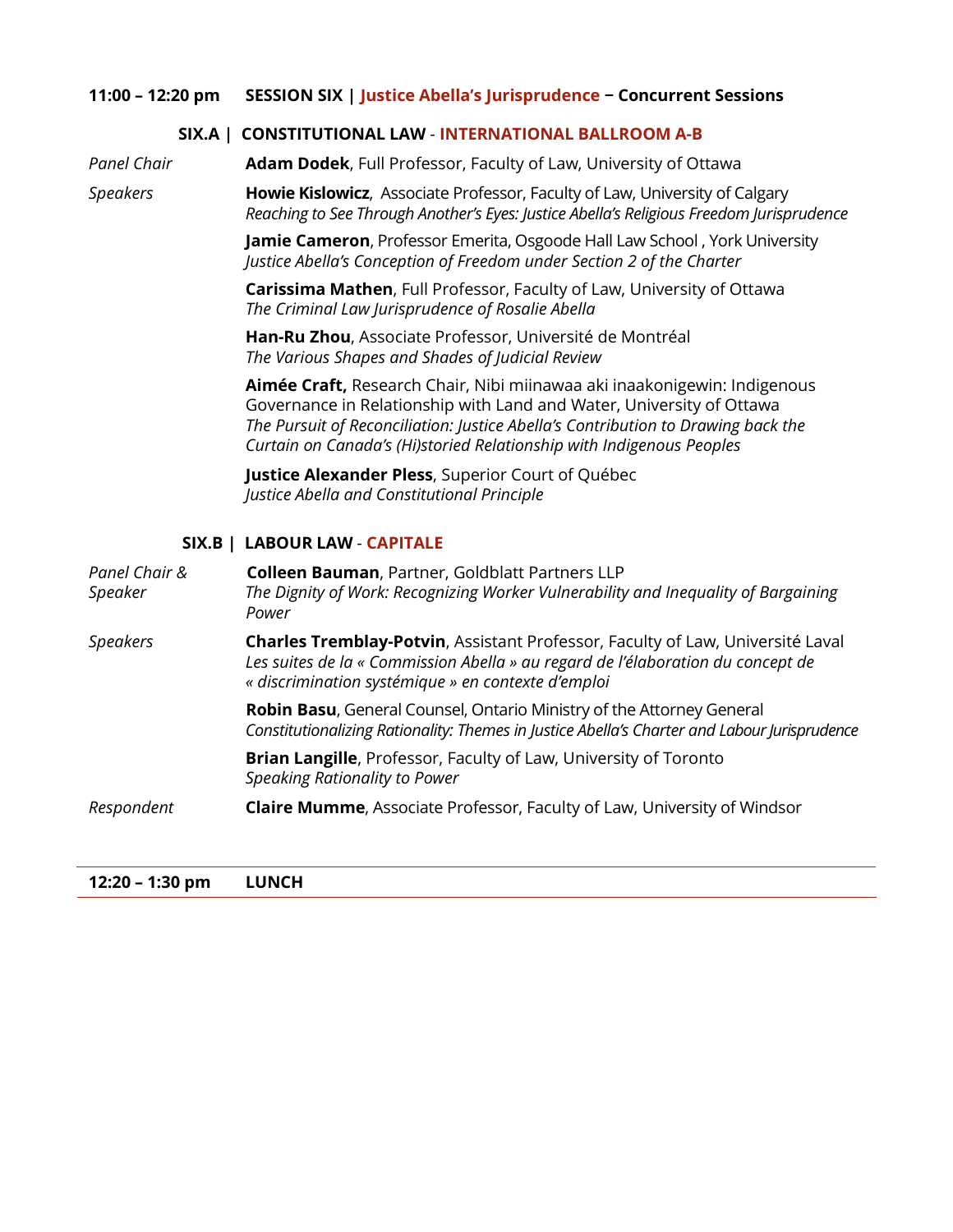**11:00 – 12:20 pm** **SESSION SIX | Justice Abella's Jurisprudence – Concurrent Sessions**

### SIX.A | CONSTITUTIONAL LAW - INTERNATIONAL BALLROOM A-B

*Panel Chair* **Adam Dodek**, Full Professor, Faculty of Law, University of Ottawa

*Speakers*

**Howie Kislowicz**, Associate Professor, Faculty of Law, University of Calgary
*Reaching to See Through Another's Eyes: Justice Abella's Religious Freedom Jurisprudence*

**Jamie Cameron**, Professor Emerita, Osgoode Hall Law School , York University
*Justice Abella's Conception of Freedom under Section 2 of the Charter*

**Carissima Mathen**, Full Professor, Faculty of Law, University of Ottawa
*The Criminal Law Jurisprudence of Rosalie Abella*

**Han-Ru Zhou**, Associate Professor, Université de Montréal
*The Various Shapes and Shades of Judicial Review*

**Aimée Craft,** Research Chair, Nibi miinawaa aki inaakonigewin: Indigenous Governance in Relationship with Land and Water, University of Ottawa
*The Pursuit of Reconciliation: Justice Abella's Contribution to Drawing back the Curtain on Canada's (Hi)storied Relationship with Indigenous Peoples*

**Justice Alexander Pless**, Superior Court of Québec
*Justice Abella and Constitutional Principle*

### SIX.B | LABOUR LAW - CAPITALE

*Panel Chair & Speaker* **Colleen Bauman**, Partner, Goldblatt Partners LLP
*The Dignity of Work: Recognizing Worker Vulnerability and Inequality of Bargaining Power*

*Speakers*

**Charles Tremblay-Potvin**, Assistant Professor, Faculty of Law, Université Laval
*Les suites de la « Commission Abella » au regard de l'élaboration du concept de « discrimination systémique » en contexte d'emploi*

**Robin Basu**, General Counsel, Ontario Ministry of the Attorney General
*Constitutionalizing Rationality: Themes in Justice Abella's Charter and Labour Jurisprudence*

**Brian Langille**, Professor, Faculty of Law, University of Toronto
*Speaking Rationality to Power*

*Respondent* **Claire Mumme**, Associate Professor, Faculty of Law, University of Windsor

---

**12:20 – 1:30 pm** **LUNCH**

---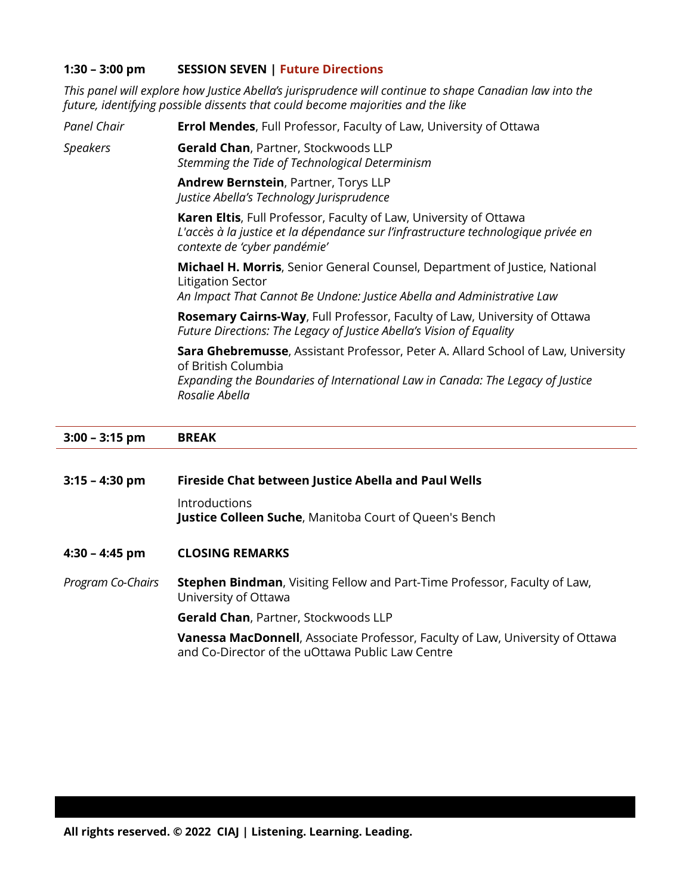**1:30 – 3:00 pm** **SESSION SEVEN | Future Directions**

*This panel will explore how Justice Abella's jurisprudence will continue to shape Canadian law into the future, identifying possible dissents that could become majorities and the like*

*Panel Chair*

**Errol Mendes**, Full Professor, Faculty of Law, University of Ottawa

*Speakers*

**Gerald Chan**, Partner, Stockwoods LLP
*Stemming the Tide of Technological Determinism*

**Andrew Bernstein**, Partner, Torys LLP
*Justice Abella's Technology Jurisprudence*

**Karen Eltis**, Full Professor, Faculty of Law, University of Ottawa
*L'accès à la justice et la dépendance sur l'infrastructure technologique privée en contexte de 'cyber pandémie'*

**Michael H. Morris**, Senior General Counsel, Department of Justice, National Litigation Sector
*An Impact That Cannot Be Undone: Justice Abella and Administrative Law*

**Rosemary Cairns-Way**, Full Professor, Faculty of Law, University of Ottawa
*Future Directions: The Legacy of Justice Abella's Vision of Equality*

**Sara Ghebremusse**, Assistant Professor, Peter A. Allard School of Law, University of British Columbia
*Expanding the Boundaries of International Law in Canada: The Legacy of Justice Rosalie Abella*

---

**3:00 – 3:15 pm** **BREAK**

---

**3:15 – 4:30 pm** **Fireside Chat between Justice Abella and Paul Wells**

Introductions
**Justice Colleen Suche**, Manitoba Court of Queen's Bench

**4:30 – 4:45 pm** **CLOSING REMARKS**

*Program Co-Chairs*

**Stephen Bindman**, Visiting Fellow and Part-Time Professor, Faculty of Law, University of Ottawa

**Gerald Chan**, Partner, Stockwoods LLP

**Vanessa MacDonnell**, Associate Professor, Faculty of Law, University of Ottawa and Co-Director of the uOttawa Public Law Centre

**All rights reserved. © 2022 CIAJ | Listening. Learning. Leading.**